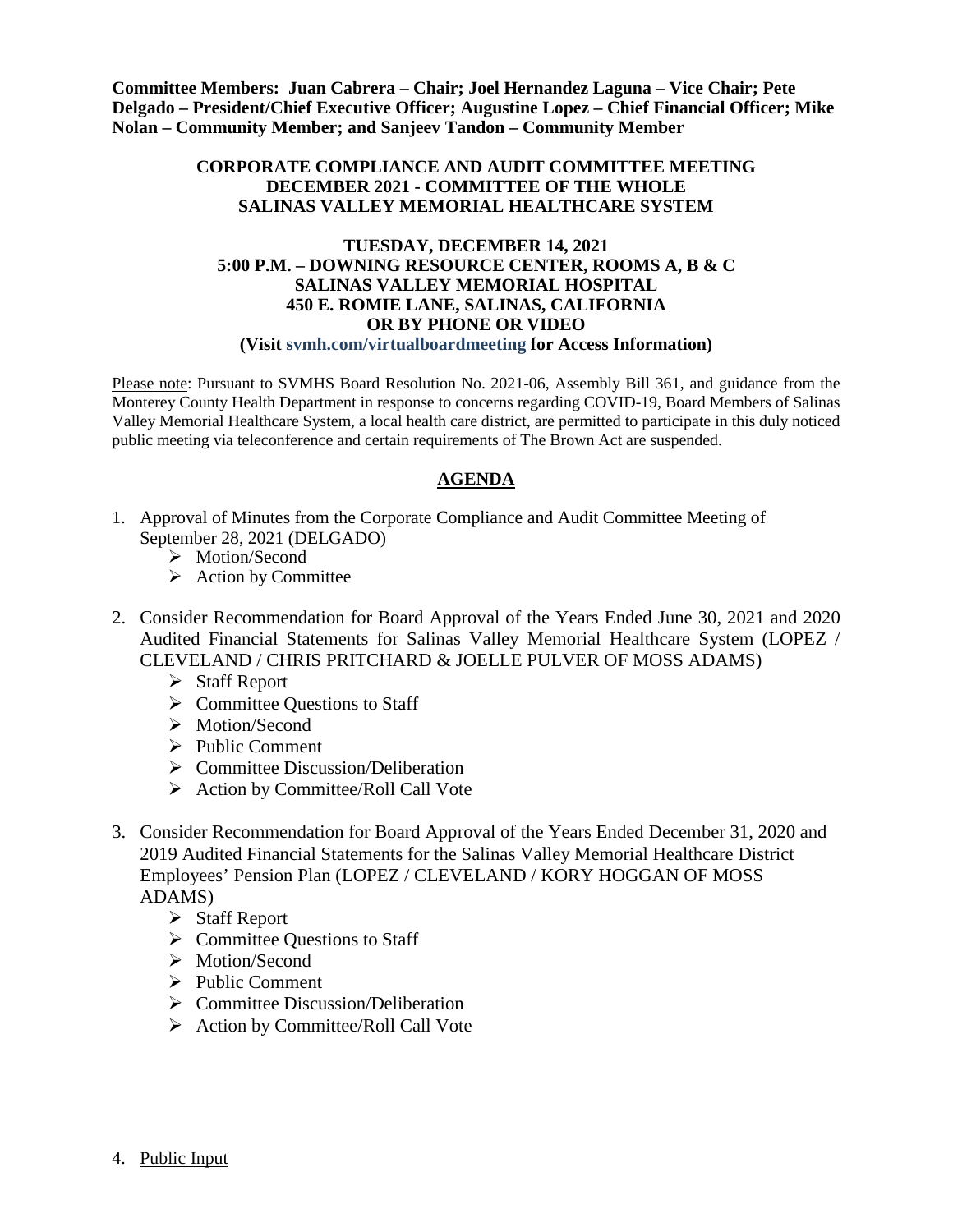**Committee Members: Juan Cabrera – Chair; Joel Hernandez Laguna – Vice Chair; Pete Delgado – President/Chief Executive Officer; Augustine Lopez – Chief Financial Officer; Mike Nolan – Community Member; and Sanjeev Tandon – Community Member**

**CORPORATE COMPLIANCE AND AUDIT COMMITTEE MEETING**
**DECEMBER 2021 - COMMITTEE OF THE WHOLE**
**SALINAS VALLEY MEMORIAL HEALTHCARE SYSTEM**

**TUESDAY, DECEMBER 14, 2021**
**5:00 P.M. – DOWNING RESOURCE CENTER, ROOMS A, B & C**
**SALINAS VALLEY MEMORIAL HOSPITAL**
**450 E. ROMIE LANE, SALINAS, CALIFORNIA**
**OR BY PHONE OR VIDEO**
**(Visit svmh.com/virtualboardmeeting for Access Information)**

Please note: Pursuant to SVMHS Board Resolution No. 2021-06, Assembly Bill 361, and guidance from the Monterey County Health Department in response to concerns regarding COVID-19, Board Members of Salinas Valley Memorial Healthcare System, a local health care district, are permitted to participate in this duly noticed public meeting via teleconference and certain requirements of The Brown Act are suspended.

## AGENDA

1. Approval of Minutes from the Corporate Compliance and Audit Committee Meeting of September 28, 2021 (DELGADO)
   - Motion/Second
   - Action by Committee

2. Consider Recommendation for Board Approval of the Years Ended June 30, 2021 and 2020 Audited Financial Statements for Salinas Valley Memorial Healthcare System (LOPEZ / CLEVELAND / CHRIS PRITCHARD & JOELLE PULVER OF MOSS ADAMS)
   - Staff Report
   - Committee Questions to Staff
   - Motion/Second
   - Public Comment
   - Committee Discussion/Deliberation
   - Action by Committee/Roll Call Vote

3. Consider Recommendation for Board Approval of the Years Ended December 31, 2020 and 2019 Audited Financial Statements for the Salinas Valley Memorial Healthcare District Employees' Pension Plan (LOPEZ / CLEVELAND / KORY HOGGAN OF MOSS ADAMS)
   - Staff Report
   - Committee Questions to Staff
   - Motion/Second
   - Public Comment
   - Committee Discussion/Deliberation
   - Action by Committee/Roll Call Vote

4. Public Input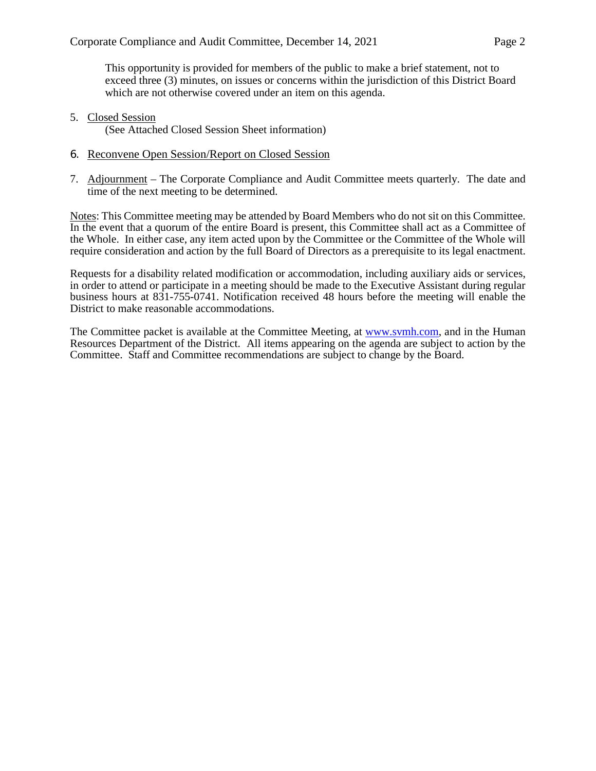This opportunity is provided for members of the public to make a brief statement, not to exceed three (3) minutes, on issues or concerns within the jurisdiction of this District Board which are not otherwise covered under an item on this agenda.

5. <u>Closed Session</u>
   (See Attached Closed Session Sheet information)

6. <u>Reconvene Open Session/Report on Closed Session</u>

7. <u>Adjournment</u> – The Corporate Compliance and Audit Committee meets quarterly. The date and time of the next meeting to be determined.

<u>Notes</u>: This Committee meeting may be attended by Board Members who do not sit on this Committee. In the event that a quorum of the entire Board is present, this Committee shall act as a Committee of the Whole. In either case, any item acted upon by the Committee or the Committee of the Whole will require consideration and action by the full Board of Directors as a prerequisite to its legal enactment.

Requests for a disability related modification or accommodation, including auxiliary aids or services, in order to attend or participate in a meeting should be made to the Executive Assistant during regular business hours at 831-755-0741. Notification received 48 hours before the meeting will enable the District to make reasonable accommodations.

The Committee packet is available at the Committee Meeting, at www.svmh.com, and in the Human Resources Department of the District. All items appearing on the agenda are subject to action by the Committee. Staff and Committee recommendations are subject to change by the Board.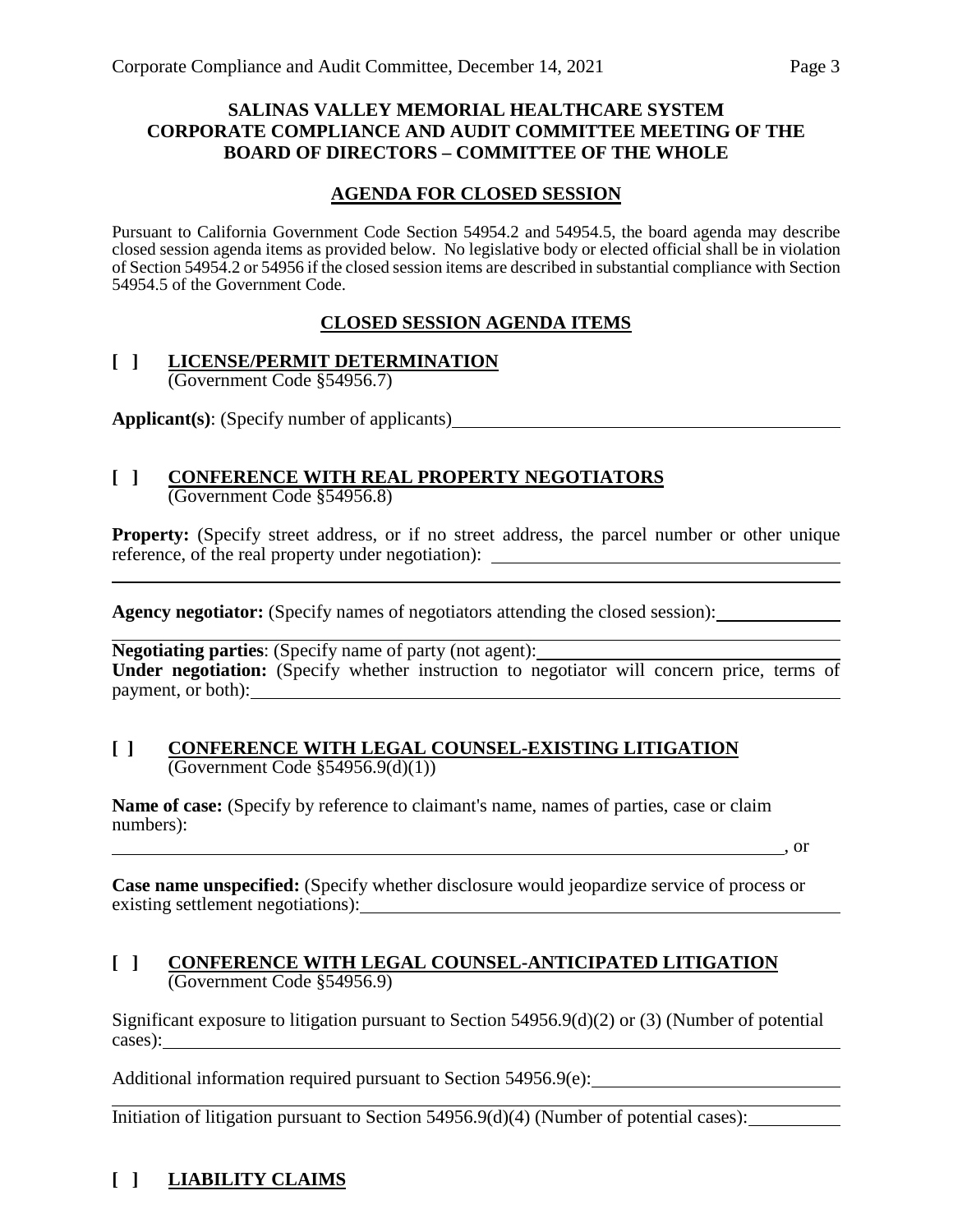**SALINAS VALLEY MEMORIAL HEALTHCARE SYSTEM**
**CORPORATE COMPLIANCE AND AUDIT COMMITTEE MEETING OF THE BOARD OF DIRECTORS – COMMITTEE OF THE WHOLE**

## AGENDA FOR CLOSED SESSION

Pursuant to California Government Code Section 54954.2 and 54954.5, the board agenda may describe closed session agenda items as provided below. No legislative body or elected official shall be in violation of Section 54954.2 or 54956 if the closed session items are described in substantial compliance with Section 54954.5 of the Government Code.

## CLOSED SESSION AGENDA ITEMS

**[ ] LICENSE/PERMIT DETERMINATION**
(Government Code §54956.7)

**Applicant(s)**: (Specify number of applicants)________________________________________

**[ ] CONFERENCE WITH REAL PROPERTY NEGOTIATORS**
(Government Code §54956.8)

**Property:** (Specify street address, or if no street address, the parcel number or other unique reference, of the real property under negotiation): ________________________________________
____________________________________________________________________________

**Agency negotiator:** (Specify names of negotiators attending the closed session):______________
____________________________________________________________________________

**Negotiating parties**: (Specify name of party (not agent):________________________________
**Under negotiation:** (Specify whether instruction to negotiator will concern price, terms of payment, or both):____________________________________________________________

**[ ] CONFERENCE WITH LEGAL COUNSEL-EXISTING LITIGATION**
(Government Code §54956.9(d)(1))

**Name of case:** (Specify by reference to claimant's name, names of parties, case or claim numbers):
____________________________________________________________________________, or

**Case name unspecified:** (Specify whether disclosure would jeopardize service of process or existing settlement negotiations):________________________________________________

**[ ] CONFERENCE WITH LEGAL COUNSEL-ANTICIPATED LITIGATION**
(Government Code §54956.9)

Significant exposure to litigation pursuant to Section 54956.9(d)(2) or (3) (Number of potential cases):____________________________________________________________________

Additional information required pursuant to Section 54956.9(e):___________________________
____________________________________________________________________________
Initiation of litigation pursuant to Section 54956.9(d)(4) (Number of potential cases):__________

**[ ] LIABILITY CLAIMS**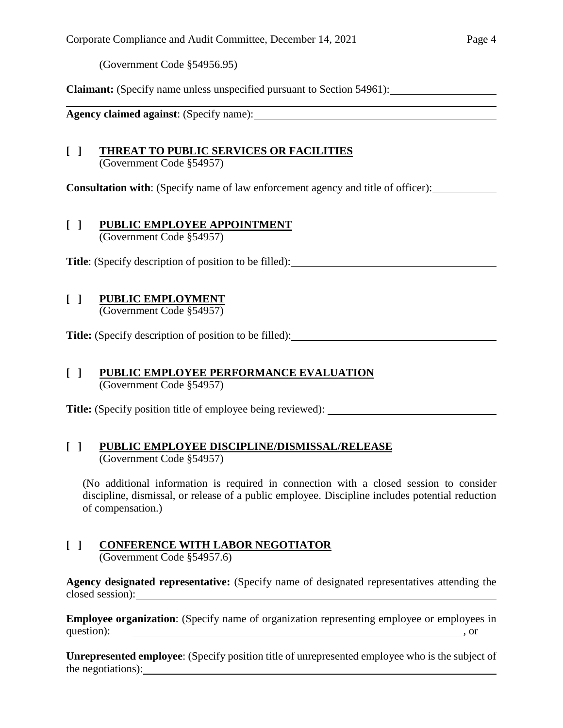(Government Code §54956.95)

**Claimant:** (Specify name unless unspecified pursuant to Section 54961): ____________________

**Agency claimed against**: (Specify name): ____________________

**[ ] THREAT TO PUBLIC SERVICES OR FACILITIES**
(Government Code §54957)

**Consultation with**: (Specify name of law enforcement agency and title of officer): ____________

**[ ] PUBLIC EMPLOYEE APPOINTMENT**
(Government Code §54957)

**Title**: (Specify description of position to be filled): ____________________

**[ ] PUBLIC EMPLOYMENT**
(Government Code §54957)

**Title:** (Specify description of position to be filled): ____________________

**[ ] PUBLIC EMPLOYEE PERFORMANCE EVALUATION**
(Government Code §54957)

**Title:** (Specify position title of employee being reviewed): ____________________

**[ ] PUBLIC EMPLOYEE DISCIPLINE/DISMISSAL/RELEASE**
(Government Code §54957)

(No additional information is required in connection with a closed session to consider discipline, dismissal, or release of a public employee. Discipline includes potential reduction of compensation.)

**[ ] CONFERENCE WITH LABOR NEGOTIATOR**
(Government Code §54957.6)

**Agency designated representative:** (Specify name of designated representatives attending the closed session): ____________________

**Employee organization**: (Specify name of organization representing employee or employees in question): ____________________, or

**Unrepresented employee**: (Specify position title of unrepresented employee who is the subject of the negotiations): ____________________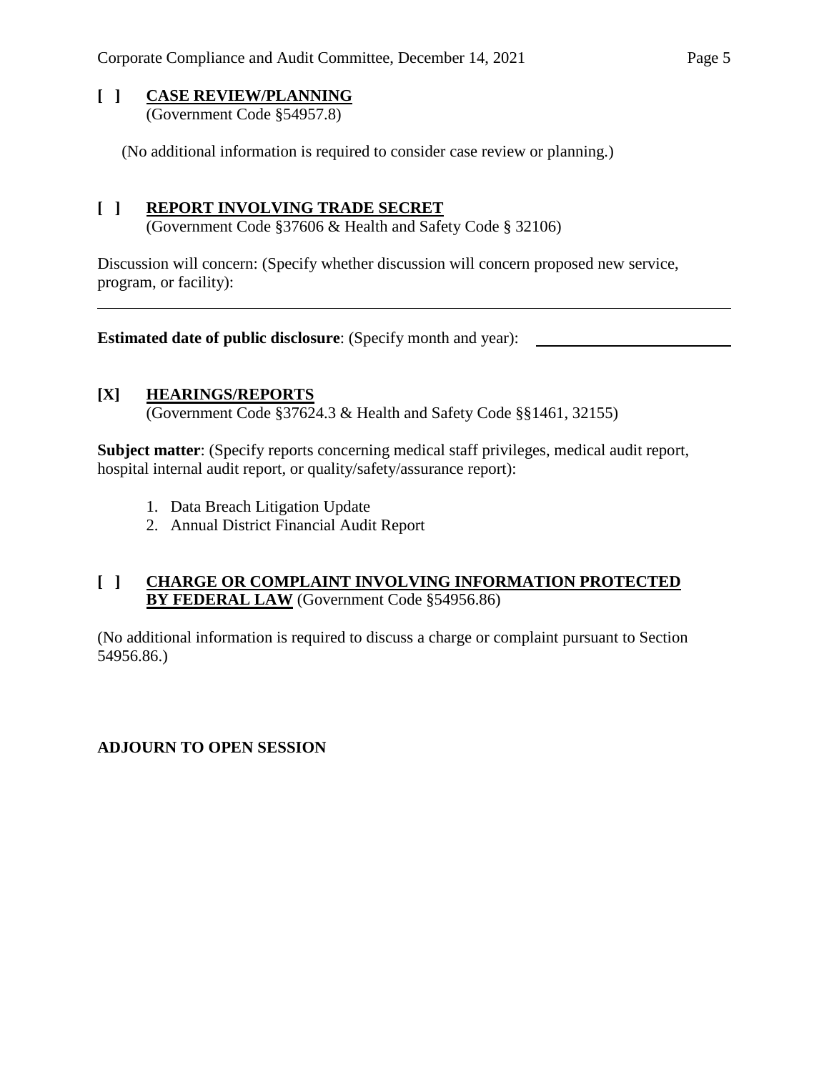**[ ] <u>CASE REVIEW/PLANNING</u>**
(Government Code §54957.8)

(No additional information is required to consider case review or planning.)

**[ ] <u>REPORT INVOLVING TRADE SECRET</u>**
(Government Code §37606 & Health and Safety Code § 32106)

Discussion will concern: (Specify whether discussion will concern proposed new service, program, or facility):

______________________________________________________________________________

**Estimated date of public disclosure**: (Specify month and year): ____________________

**[X] <u>HEARINGS/REPORTS</u>**
(Government Code §37624.3 & Health and Safety Code §§1461, 32155)

**Subject matter**: (Specify reports concerning medical staff privileges, medical audit report, hospital internal audit report, or quality/safety/assurance report):

1. Data Breach Litigation Update
2. Annual District Financial Audit Report

**[ ] <u>CHARGE OR COMPLAINT INVOLVING INFORMATION PROTECTED BY FEDERAL LAW</u>** (Government Code §54956.86)

(No additional information is required to discuss a charge or complaint pursuant to Section 54956.86.)

**ADJOURN TO OPEN SESSION**